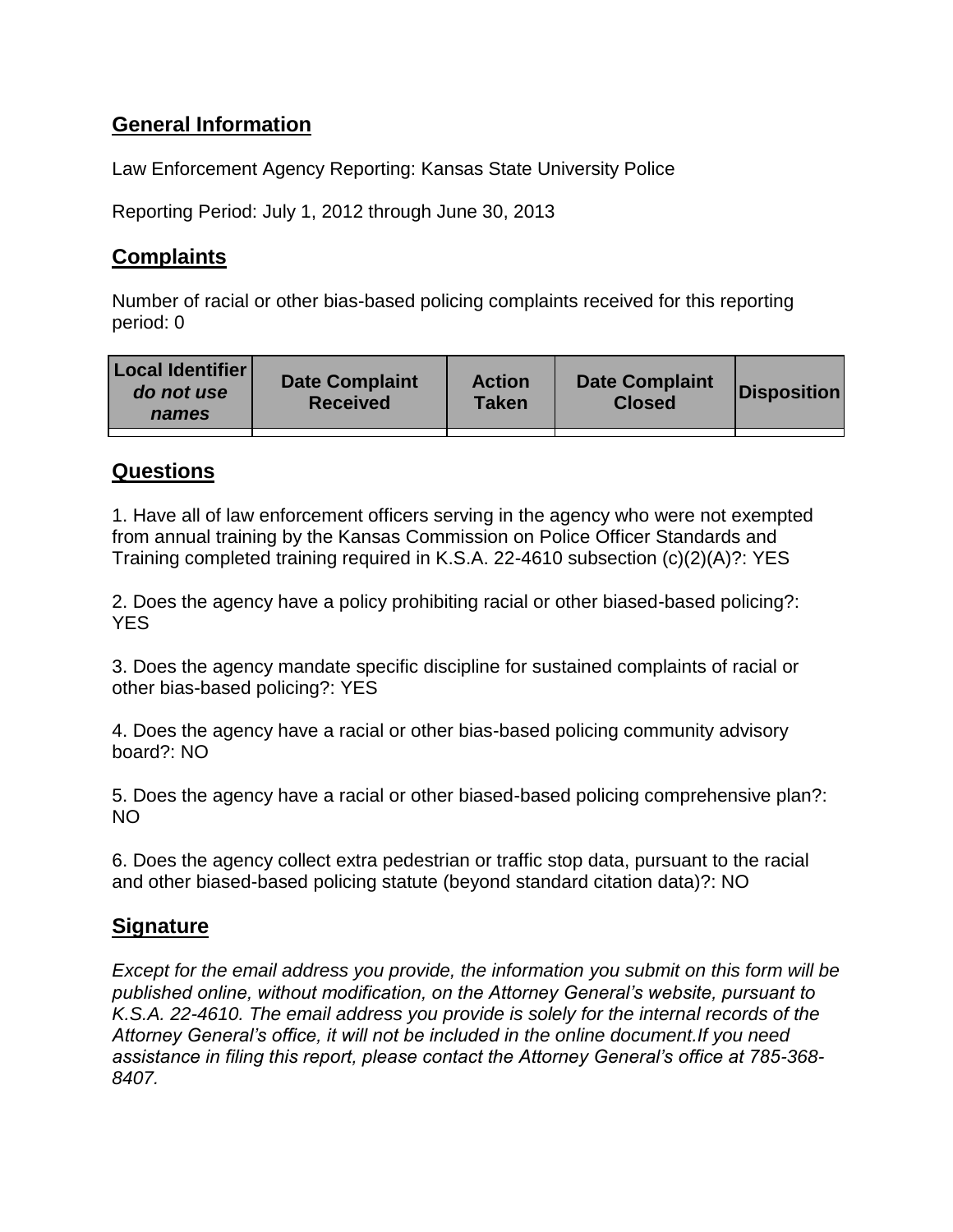## General Information

Law Enforcement Agency Reporting: Kansas State University Police

Reporting Period: July 1, 2012 through June 30, 2013

## Complaints

Number of racial or other bias-based policing complaints received for this reporting period: 0

| Local Identifier *do not use names* | Date Complaint Received | Action Taken | Date Complaint Closed | Disposition |
|---|---|---|---|---|
| | | | | |

## Questions

1. Have all of law enforcement officers serving in the agency who were not exempted from annual training by the Kansas Commission on Police Officer Standards and Training completed training required in K.S.A. 22-4610 subsection (c)(2)(A)?: YES

2. Does the agency have a policy prohibiting racial or other biased-based policing?: YES

3. Does the agency mandate specific discipline for sustained complaints of racial or other bias-based policing?: YES

4. Does the agency have a racial or other bias-based policing community advisory board?: NO

5. Does the agency have a racial or other biased-based policing comprehensive plan?: NO

6. Does the agency collect extra pedestrian or traffic stop data, pursuant to the racial and other biased-based policing statute (beyond standard citation data)?: NO

## Signature

*Except for the email address you provide, the information you submit on this form will be published online, without modification, on the Attorney General's website, pursuant to K.S.A. 22-4610. The email address you provide is solely for the internal records of the Attorney General's office, it will not be included in the online document.If you need assistance in filing this report, please contact the Attorney General's office at 785-368-8407.*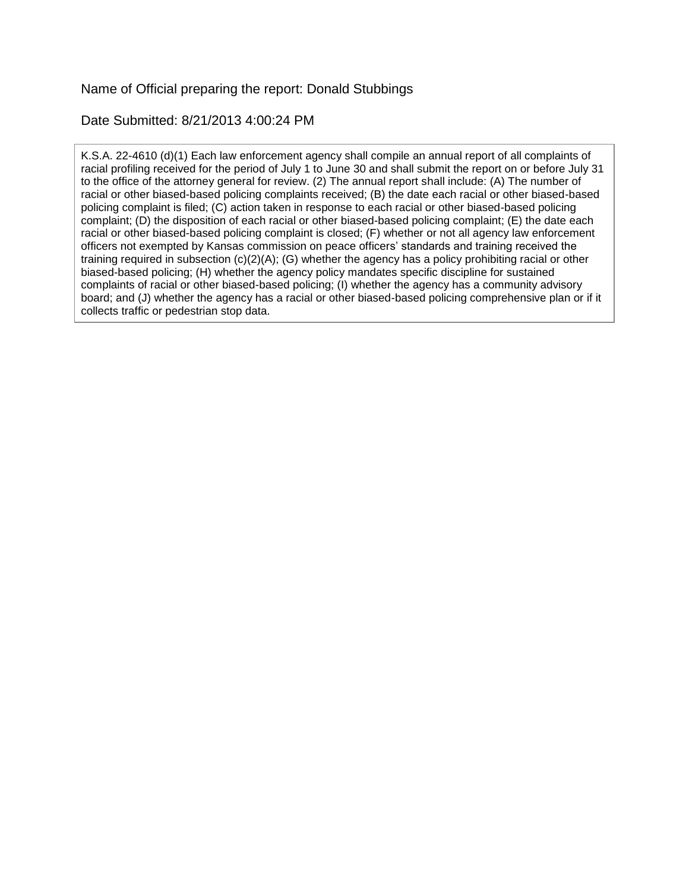Name of Official preparing the report: Donald Stubbings

Date Submitted: 8/21/2013 4:00:24 PM

K.S.A. 22-4610 (d)(1) Each law enforcement agency shall compile an annual report of all complaints of racial profiling received for the period of July 1 to June 30 and shall submit the report on or before July 31 to the office of the attorney general for review. (2) The annual report shall include: (A) The number of racial or other biased-based policing complaints received; (B) the date each racial or other biased-based policing complaint is filed; (C) action taken in response to each racial or other biased-based policing complaint; (D) the disposition of each racial or other biased-based policing complaint; (E) the date each racial or other biased-based policing complaint is closed; (F) whether or not all agency law enforcement officers not exempted by Kansas commission on peace officers' standards and training received the training required in subsection (c)(2)(A); (G) whether the agency has a policy prohibiting racial or other biased-based policing; (H) whether the agency policy mandates specific discipline for sustained complaints of racial or other biased-based policing; (I) whether the agency has a community advisory board; and (J) whether the agency has a racial or other biased-based policing comprehensive plan or if it collects traffic or pedestrian stop data.